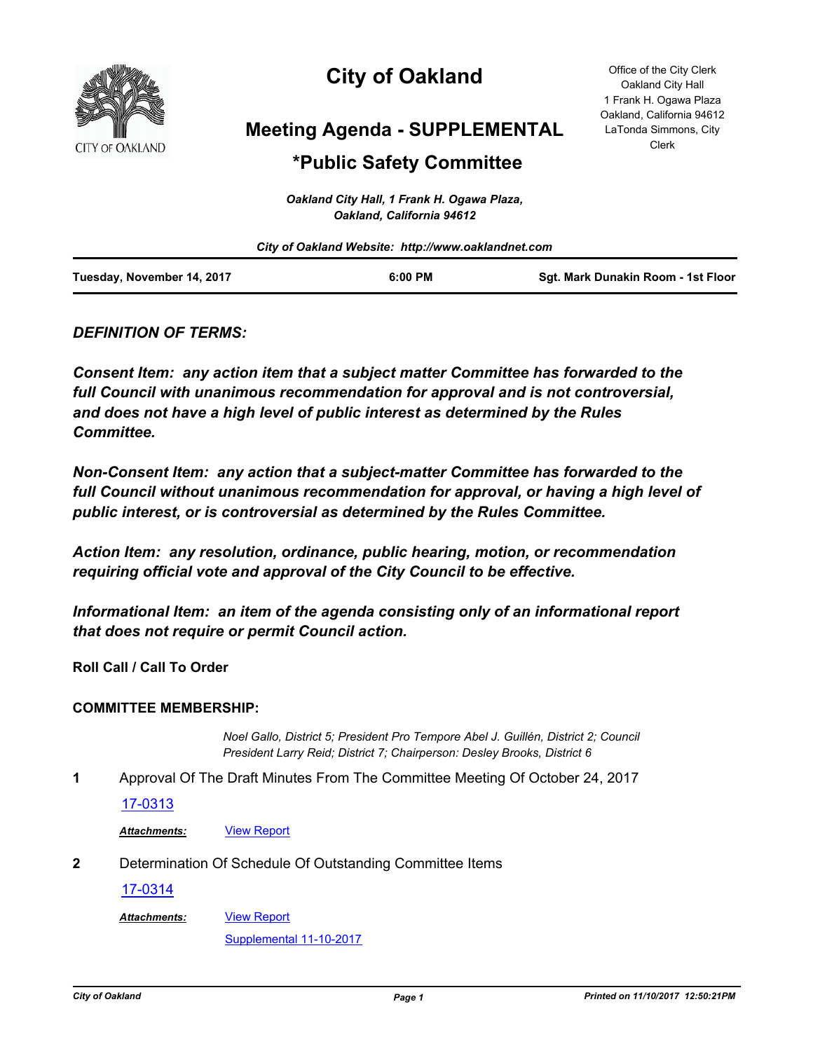# City of Oakland

## Meeting Agenda - SUPPLEMENTAL

## *Public Safety Committee

Office of the City Clerk
Oakland City Hall
1 Frank H. Ogawa Plaza
Oakland, California 94612
LaTonda Simmons, City Clerk

*Oakland City Hall, 1 Frank H. Ogawa Plaza, Oakland, California 94612*

*City of Oakland Website: http://www.oaklandnet.com*

**Tuesday, November 14, 2017** | **6:00 PM** | **Sgt. Mark Dunakin Room - 1st Floor**

***DEFINITION OF TERMS:***

***Consent Item: any action item that a subject matter Committee has forwarded to the full Council with unanimous recommendation for approval and is not controversial, and does not have a high level of public interest as determined by the Rules Committee.***

***Non-Consent Item: any action that a subject-matter Committee has forwarded to the full Council without unanimous recommendation for approval, or having a high level of public interest, or is controversial as determined by the Rules Committee.***

***Action Item: any resolution, ordinance, public hearing, motion, or recommendation requiring official vote and approval of the City Council to be effective.***

***Informational Item: an item of the agenda consisting only of an informational report that does not require or permit Council action.***

**Roll Call / Call To Order**

**COMMITTEE MEMBERSHIP:**

*Noel Gallo, District 5; President Pro Tempore Abel J. Guillén, District 2; Council President Larry Reid; District 7; Chairperson: Desley Brooks, District 6*

**1** Approval Of The Draft Minutes From The Committee Meeting Of October 24, 2017

17-0313

***Attachments:*** View Report

**2** Determination Of Schedule Of Outstanding Committee Items

17-0314

***Attachments:*** View Report
Supplemental 11-10-2017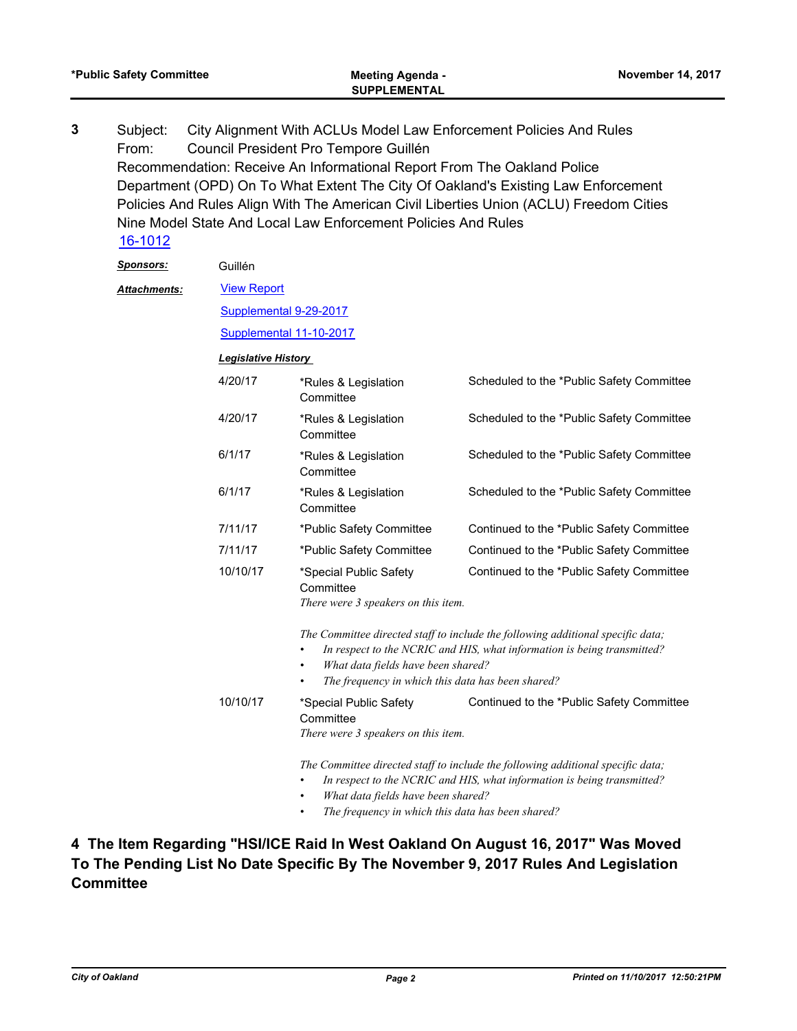**3** Subject: City Alignment With ACLUs Model Law Enforcement Policies And Rules
From: Council President Pro Tempore Guillén
Recommendation: Receive An Informational Report From The Oakland Police Department (OPD) On To What Extent The City Of Oakland's Existing Law Enforcement Policies And Rules Align With The American Civil Liberties Union (ACLU) Freedom Cities Nine Model State And Local Law Enforcement Policies And Rules
16-1012

***Sponsors:*** Guillén

***Attachments:*** View Report
Supplemental 9-29-2017
Supplemental 11-10-2017

***Legislative History***

| | | |
|---|---|---|
| 4/20/17 | *Rules & Legislation Committee | Scheduled to the *Public Safety Committee |
| 4/20/17 | *Rules & Legislation Committee | Scheduled to the *Public Safety Committee |
| 6/1/17 | *Rules & Legislation Committee | Scheduled to the *Public Safety Committee |
| 6/1/17 | *Rules & Legislation Committee | Scheduled to the *Public Safety Committee |
| 7/11/17 | *Public Safety Committee | Continued to the *Public Safety Committee |
| 7/11/17 | *Public Safety Committee | Continued to the *Public Safety Committee |
| 10/10/17 | *Special Public Safety Committee *There were 3 speakers on this item.* | Continued to the *Public Safety Committee |

*The Committee directed staff to include the following additional specific data;*
- *In respect to the NCRIC and HIS, what information is being transmitted?*
- *What data fields have been shared?*
- *The frequency in which this data has been shared?*

| | | |
|---|---|---|
| 10/10/17 | *Special Public Safety Committee *There were 3 speakers on this item.* | Continued to the *Public Safety Committee |

*The Committee directed staff to include the following additional specific data;*
- *In respect to the NCRIC and HIS, what information is being transmitted?*
- *What data fields have been shared?*
- *The frequency in which this data has been shared?*

**4 The Item Regarding "HSI/ICE Raid In West Oakland On August 16, 2017" Was Moved To The Pending List No Date Specific By The November 9, 2017 Rules And Legislation Committee**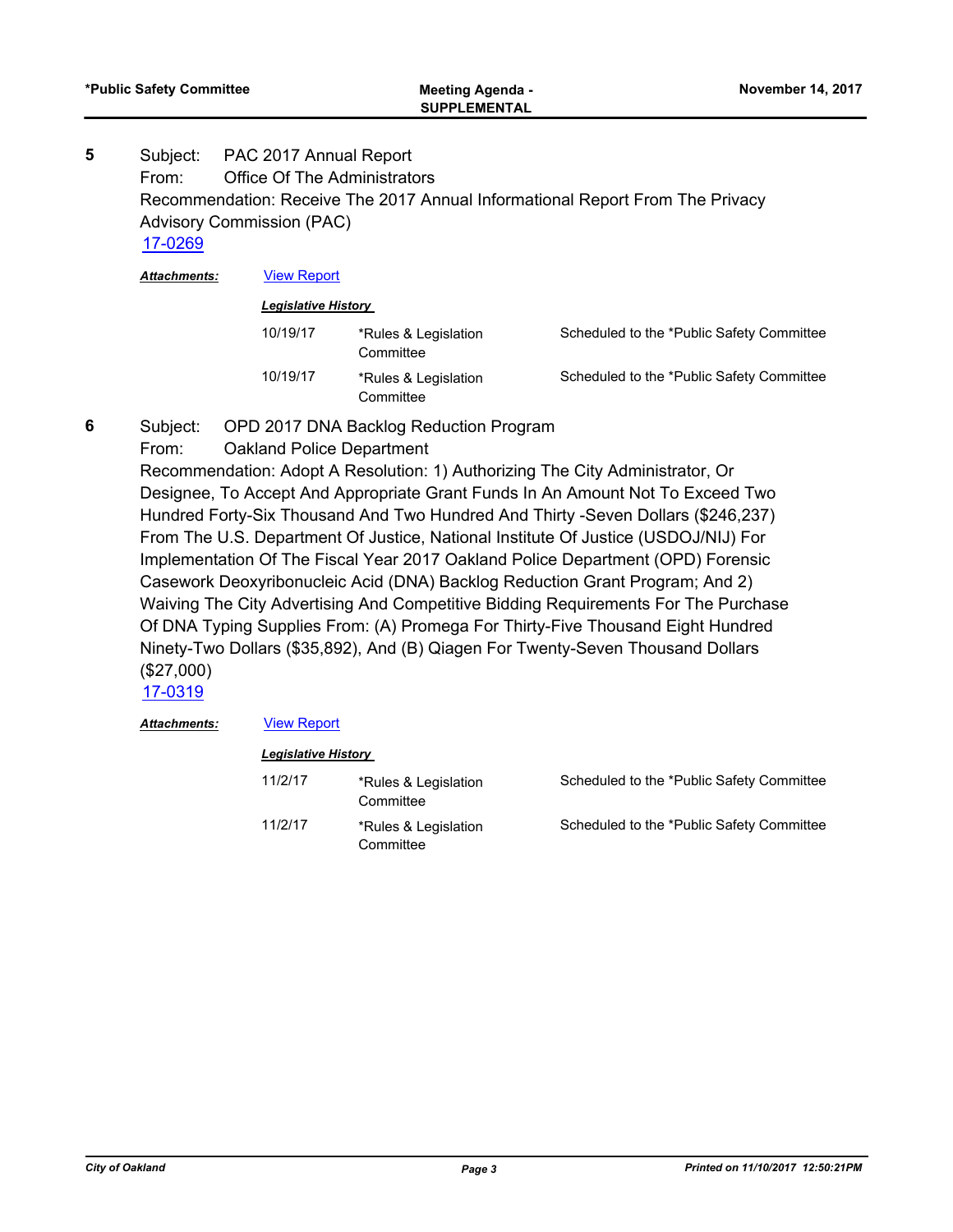**5** Subject: PAC 2017 Annual Report

From: Office Of The Administrators

Recommendation: Receive The 2017 Annual Informational Report From The Privacy Advisory Commission (PAC)

17-0269

***Attachments:*** View Report

***Legislative History***

| | | |
|---|---|---|
| 10/19/17 | *Rules & Legislation Committee | Scheduled to the *Public Safety Committee |
| 10/19/17 | *Rules & Legislation Committee | Scheduled to the *Public Safety Committee |

**6** Subject: OPD 2017 DNA Backlog Reduction Program

From: Oakland Police Department

Recommendation: Adopt A Resolution: 1) Authorizing The City Administrator, Or Designee, To Accept And Appropriate Grant Funds In An Amount Not To Exceed Two Hundred Forty-Six Thousand And Two Hundred And Thirty -Seven Dollars ($246,237) From The U.S. Department Of Justice, National Institute Of Justice (USDOJ/NIJ) For Implementation Of The Fiscal Year 2017 Oakland Police Department (OPD) Forensic Casework Deoxyribonucleic Acid (DNA) Backlog Reduction Grant Program; And 2) Waiving The City Advertising And Competitive Bidding Requirements For The Purchase Of DNA Typing Supplies From: (A) Promega For Thirty-Five Thousand Eight Hundred Ninety-Two Dollars ($35,892), And (B) Qiagen For Twenty-Seven Thousand Dollars ($27,000)

17-0319

***Attachments:*** View Report

***Legislative History***

| | | |
|---|---|---|
| 11/2/17 | *Rules & Legislation Committee | Scheduled to the *Public Safety Committee |
| 11/2/17 | *Rules & Legislation Committee | Scheduled to the *Public Safety Committee |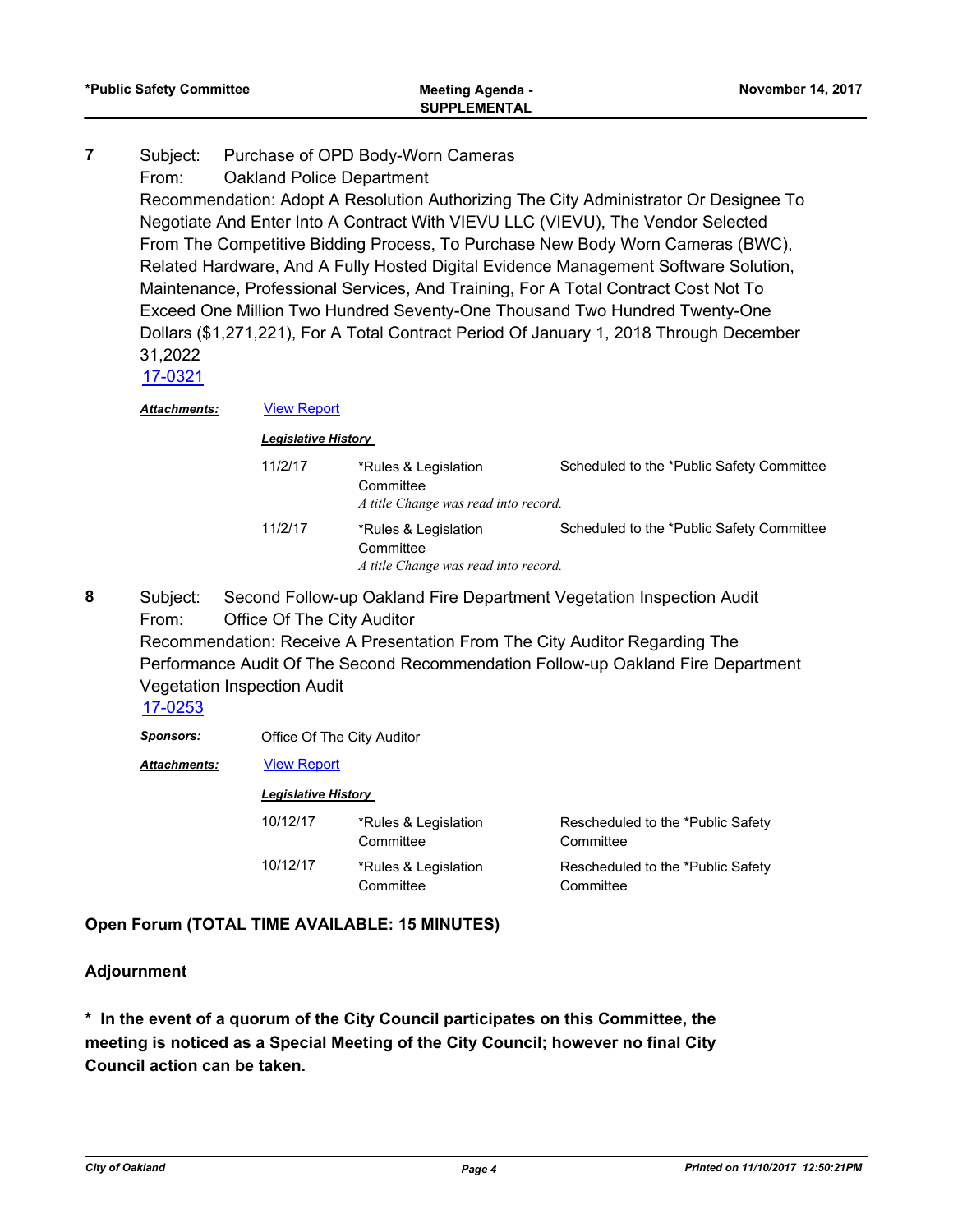**7** Subject: Purchase of OPD Body-Worn Cameras

From: Oakland Police Department

Recommendation: Adopt A Resolution Authorizing The City Administrator Or Designee To Negotiate And Enter Into A Contract With VIEVU LLC (VIEVU), The Vendor Selected From The Competitive Bidding Process, To Purchase New Body Worn Cameras (BWC), Related Hardware, And A Fully Hosted Digital Evidence Management Software Solution, Maintenance, Professional Services, And Training, For A Total Contract Cost Not To Exceed One Million Two Hundred Seventy-One Thousand Two Hundred Twenty-One Dollars ($1,271,221), For A Total Contract Period Of January 1, 2018 Through December 31,2022

17-0321

***Attachments:*** View Report

***Legislative History***

| | | |
|---|---|---|
| 11/2/17 | *Rules & Legislation Committee<br>*A title Change was read into record.* | Scheduled to the *Public Safety Committee |
| 11/2/17 | *Rules & Legislation Committee<br>*A title Change was read into record.* | Scheduled to the *Public Safety Committee |

**8** Subject: Second Follow-up Oakland Fire Department Vegetation Inspection Audit

From: Office Of The City Auditor

Recommendation: Receive A Presentation From The City Auditor Regarding The Performance Audit Of The Second Recommendation Follow-up Oakland Fire Department Vegetation Inspection Audit

17-0253

***Sponsors:*** Office Of The City Auditor

***Attachments:*** View Report

***Legislative History***

| | | |
|---|---|---|
| 10/12/17 | *Rules & Legislation Committee | Rescheduled to the *Public Safety Committee |
| 10/12/17 | *Rules & Legislation Committee | Rescheduled to the *Public Safety Committee |

**Open Forum (TOTAL TIME AVAILABLE: 15 MINUTES)**

**Adjournment**

**\* In the event of a quorum of the City Council participates on this Committee, the meeting is noticed as a Special Meeting of the City Council; however no final City Council action can be taken.**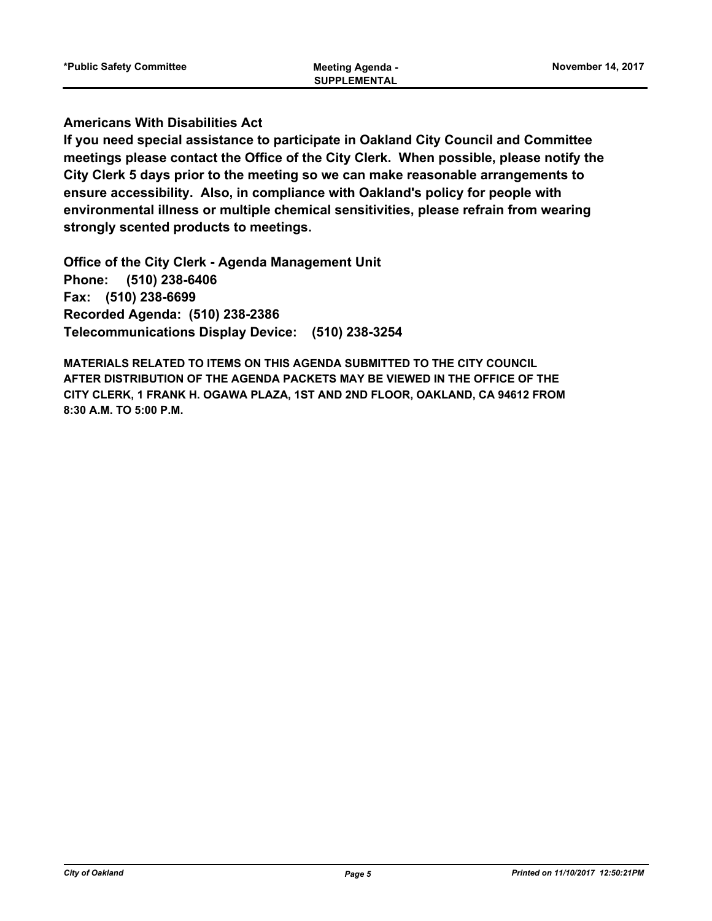**Americans With Disabilities Act**

**If you need special assistance to participate in Oakland City Council and Committee meetings please contact the Office of the City Clerk. When possible, please notify the City Clerk 5 days prior to the meeting so we can make reasonable arrangements to ensure accessibility. Also, in compliance with Oakland's policy for people with environmental illness or multiple chemical sensitivities, please refrain from wearing strongly scented products to meetings.**

**Office of the City Clerk - Agenda Management Unit**
**Phone: (510) 238-6406**
**Fax: (510) 238-6699**
**Recorded Agenda: (510) 238-2386**
**Telecommunications Display Device: (510) 238-3254**

**MATERIALS RELATED TO ITEMS ON THIS AGENDA SUBMITTED TO THE CITY COUNCIL AFTER DISTRIBUTION OF THE AGENDA PACKETS MAY BE VIEWED IN THE OFFICE OF THE CITY CLERK, 1 FRANK H. OGAWA PLAZA, 1ST AND 2ND FLOOR, OAKLAND, CA 94612 FROM 8:30 A.M. TO 5:00 P.M.**